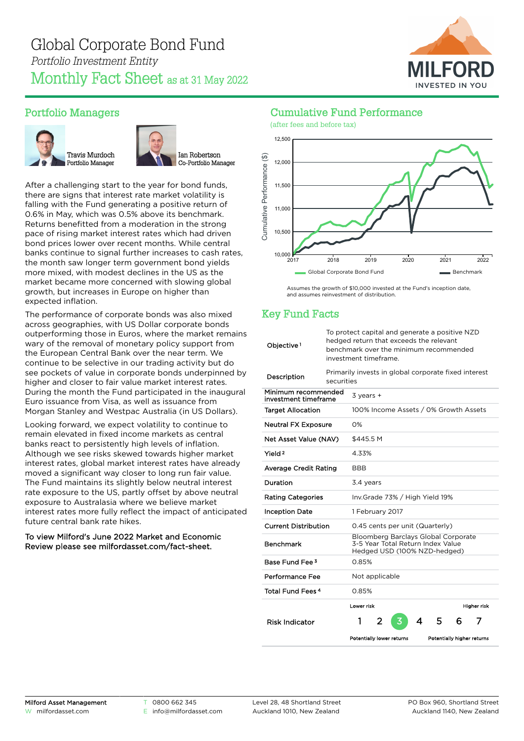# Global Corporate Bond Fund

*Portfolio Investment Entity*

## Monthly Fact Sheet as at 31 May 2022

MILFORD
INVESTED IN YOU

## Portfolio Managers

Travis Murdoch
Portfolio Manager

Ian Robertson
Co-Portfolio Manager

After a challenging start to the year for bond funds, there are signs that interest rate market volatility is falling with the Fund generating a positive return of 0.6% in May, which was 0.5% above its benchmark. Returns benefitted from a moderation in the strong pace of rising market interest rates which had driven bond prices lower over recent months. While central banks continue to signal further increases to cash rates, the month saw longer term government bond yields more mixed, with modest declines in the US as the market became more concerned with slowing global growth, but increases in Europe on higher than expected inflation.

The performance of corporate bonds was also mixed across geographies, with US Dollar corporate bonds outperforming those in Euros, where the market remains wary of the removal of monetary policy support from the European Central Bank over the near term. We continue to be selective in our trading activity but do see pockets of value in corporate bonds underpinned by higher and closer to fair value market interest rates. During the month the Fund participated in the inaugural Euro issuance from Visa, as well as issuance from Morgan Stanley and Westpac Australia (in US Dollars).

Looking forward, we expect volatility to continue to remain elevated in fixed income markets as central banks react to persistently high levels of inflation. Although we see risks skewed towards higher market interest rates, global market interest rates have already moved a significant way closer to long run fair value. The Fund maintains its slightly below neutral interest rate exposure to the US, partly offset by above neutral exposure to Australasia where we believe market interest rates more fully reflect the impact of anticipated future central bank rate hikes.

**To view Milford's June 2022 Market and Economic Review please see milfordasset.com/fact-sheet.**

## Cumulative Fund Performance

(after fees and before tax)

Cumulative Performance ($): 10,000 – 12,500; 2017 – 2022

Global Corporate Bond Fund — Benchmark

Assumes the growth of $10,000 invested at the Fund's inception date, and assumes reinvestment of distribution.

## Key Fund Facts

| | |
|---|---|
| Objective [1] | To protect capital and generate a positive NZD hedged return that exceeds the relevant benchmark over the minimum recommended investment timeframe. |
| Description | Primarily invests in global corporate fixed interest securities |
| Minimum recommended investment timeframe | 3 years + |
| Target Allocation | 100% Income Assets / 0% Growth Assets |
| Neutral FX Exposure | 0% |
| Net Asset Value (NAV) | $445.5 M |
| Yield [2] | 4.33% |
| Average Credit Rating | BBB |
| Duration | 3.4 years |
| Rating Categories | Inv.Grade 73% / High Yield 19% |
| Inception Date | 1 February 2017 |
| Current Distribution | 0.45 cents per unit (Quarterly) |
| Benchmark | Bloomberg Barclays Global Corporate 3-5 Year Total Return Index Value Hedged USD (100% NZD-hedged) |
| Base Fund Fee [3] | 0.85% |
| Performance Fee | Not applicable |
| Total Fund Fees [4] | 0.85% |
| Risk Indicator | Lower risk / Potentially lower returns — 1, 2, **3**, 4, 5, 6, 7 — Higher risk / Potentially higher returns |

Milford Asset Management | W milfordasset.com | T 0800 662 345 | E info@milfordasset.com | Level 28, 48 Shortland Street, Auckland 1010, New Zealand | PO Box 960, Shortland Street, Auckland 1140, New Zealand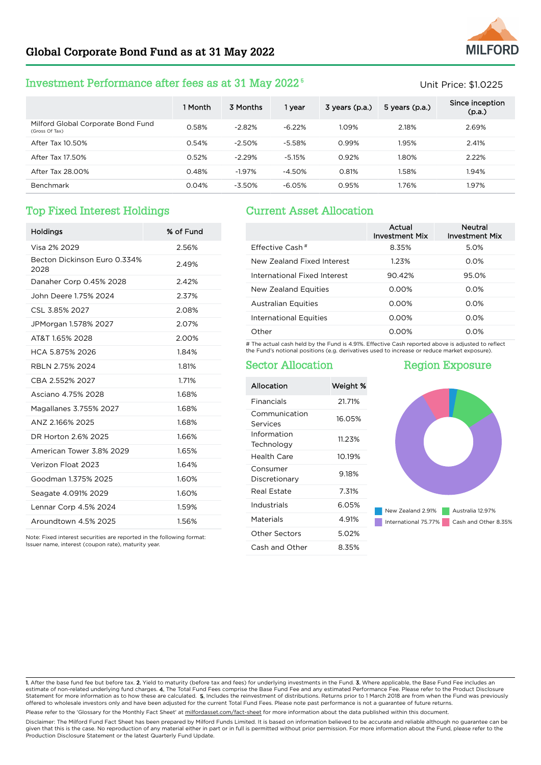# Global Corporate Bond Fund as at 31 May 2022

MILFORD

## Investment Performance after fees as at 31 May 2022[5]

Unit Price: $1.0225

| | 1 Month | 3 Months | 1 year | 3 years (p.a.) | 5 years (p.a.) | Since inception (p.a.) |
|---|---|---|---|---|---|---|
| Milford Global Corporate Bond Fund (Gross Of Tax) | 0.58% | -2.82% | -6.22% | 1.09% | 2.18% | 2.69% |
| After Tax 10.50% | 0.54% | -2.50% | -5.58% | 0.99% | 1.95% | 2.41% |
| After Tax 17.50% | 0.52% | -2.29% | -5.15% | 0.92% | 1.80% | 2.22% |
| After Tax 28.00% | 0.48% | -1.97% | -4.50% | 0.81% | 1.58% | 1.94% |
| Benchmark | 0.04% | -3.50% | -6.05% | 0.95% | 1.76% | 1.97% |

## Top Fixed Interest Holdings

| Holdings | % of Fund |
|---|---|
| Visa 2% 2029 | 2.56% |
| Becton Dickinson Euro 0.334% 2028 | 2.49% |
| Danaher Corp 0.45% 2028 | 2.42% |
| John Deere 1.75% 2024 | 2.37% |
| CSL 3.85% 2027 | 2.08% |
| JPMorgan 1.578% 2027 | 2.07% |
| AT&T 1.65% 2028 | 2.00% |
| HCA 5.875% 2026 | 1.84% |
| RBLN 2.75% 2024 | 1.81% |
| CBA 2.552% 2027 | 1.71% |
| Asciano 4.75% 2028 | 1.68% |
| Magallanes 3.755% 2027 | 1.68% |
| ANZ 2.166% 2025 | 1.68% |
| DR Horton 2.6% 2025 | 1.66% |
| American Tower 3.8% 2029 | 1.65% |
| Verizon Float 2023 | 1.64% |
| Goodman 1.375% 2025 | 1.60% |
| Seagate 4.091% 2029 | 1.60% |
| Lennar Corp 4.5% 2024 | 1.59% |
| Aroundtown 4.5% 2025 | 1.56% |

Note: Fixed interest securities are reported in the following format: Issuer name, interest (coupon rate), maturity year.

## Current Asset Allocation

| | Actual Investment Mix | Neutral Investment Mix |
|---|---|---|
| Effective Cash # | 8.35% | 5.0% |
| New Zealand Fixed Interest | 1.23% | 0.0% |
| International Fixed Interest | 90.42% | 95.0% |
| New Zealand Equities | 0.00% | 0.0% |
| Australian Equities | 0.00% | 0.0% |
| International Equities | 0.00% | 0.0% |
| Other | 0.00% | 0.0% |

# The actual cash held by the Fund is 4.91%. Effective Cash reported above is adjusted to reflect the Fund's notional positions (e.g. derivatives used to increase or reduce market exposure).

## Sector Allocation

| Allocation | Weight % |
|---|---|
| Financials | 21.71% |
| Communication Services | 16.05% |
| Information Technology | 11.23% |
| Health Care | 10.19% |
| Consumer Discretionary | 9.18% |
| Real Estate | 7.31% |
| Industrials | 6.05% |
| Materials | 4.91% |
| Other Sectors | 5.02% |
| Cash and Other | 8.35% |

## Region Exposure

New Zealand 2.91%
Australia 12.97%
International 75.77%
Cash and Other 8.35%

1. After the base fund fee but before tax. 2. Yield to maturity (before tax and fees) for underlying investments in the Fund. 3. Where applicable, the Base Fund Fee includes an estimate of non-related underlying fund charges. 4. The Total Fund Fees comprise the Base Fund Fee and any estimated Performance Fee. Please refer to the Product Disclosure Statement for more information as to how these are calculated. 5. Includes the reinvestment of distributions. Returns prior to 1 March 2018 are from when the Fund was previously offered to wholesale investors only and have been adjusted for the current Total Fund Fees. Please note past performance is not a guarantee of future returns.

Please refer to the 'Glossary for the Monthly Fact Sheet' at milfordasset.com/fact-sheet for more information about the data published within this document.

Disclaimer: The Milford Fund Fact Sheet has been prepared by Milford Funds Limited. It is based on information believed to be accurate and reliable although no guarantee can be given that this is the case. No reproduction of any material either in part or in full is permitted without prior permission. For more information about the Fund, please refer to the Production Disclosure Statement or the latest Quarterly Fund Update.